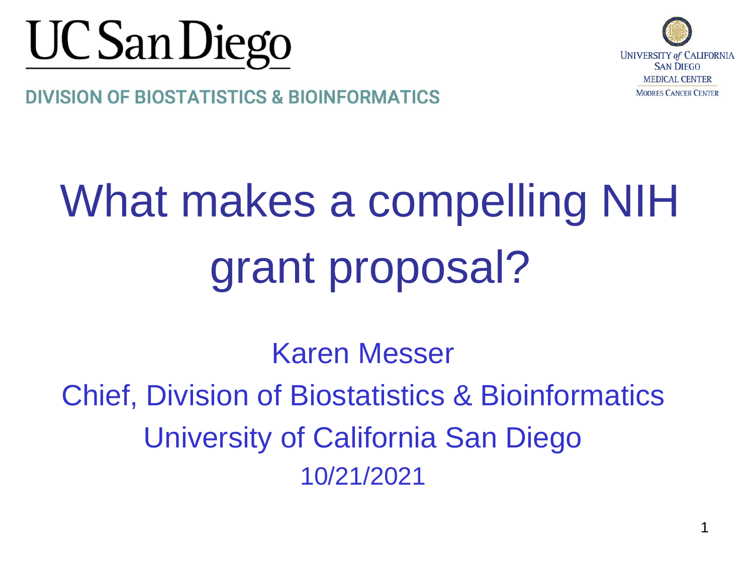UC San Diego

DIVISION OF BIOSTATISTICS & BIOINFORMATICS

UNIVERSITY *of* CALIFORNIA
SAN DIEGO
MEDICAL CENTER
MOORES CANCER CENTER

# What makes a compelling NIH grant proposal?

Karen Messer

Chief, Division of Biostatistics & Bioinformatics

University of California San Diego

10/21/2021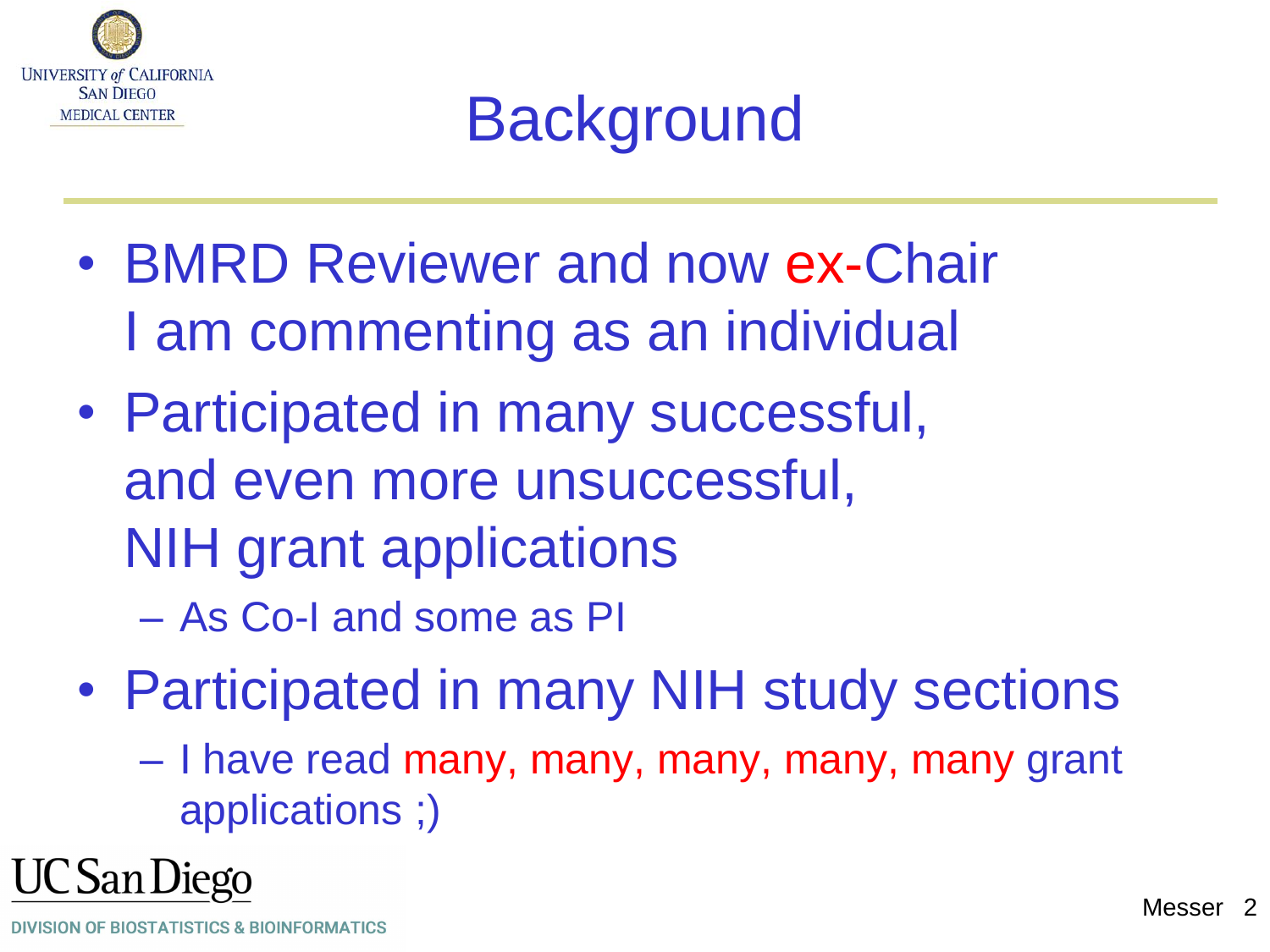# Background

- BMRD Reviewer and now ex-Chair
  I am commenting as an individual
- Participated in many successful,
  and even more unsuccessful,
  NIH grant applications
  - As Co-I and some as PI
- Participated in many NIH study sections
  - I have read many, many, many, many, many grant applications ;)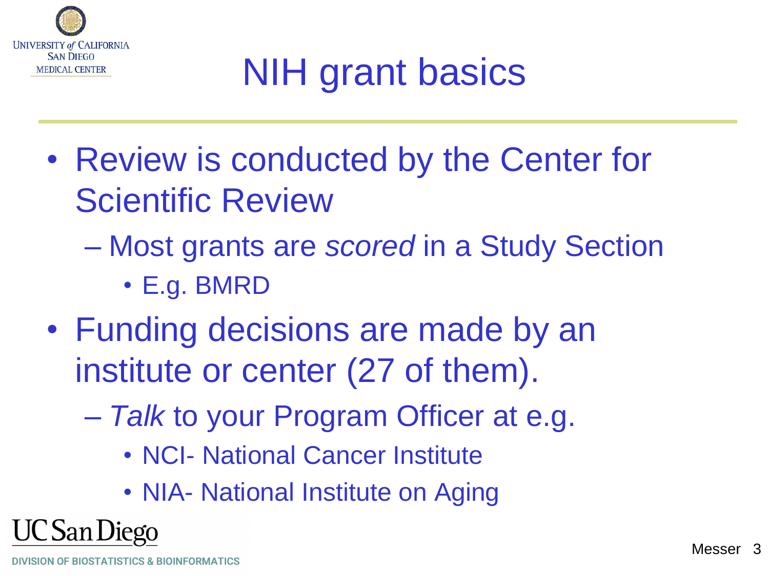# NIH grant basics

- Review is conducted by the Center for Scientific Review
  - Most grants are *scored* in a Study Section
    - E.g. BMRD
- Funding decisions are made by an institute or center (27 of them).
  - *Talk* to your Program Officer at e.g.
    - NCI- National Cancer Institute
    - NIA- National Institute on Aging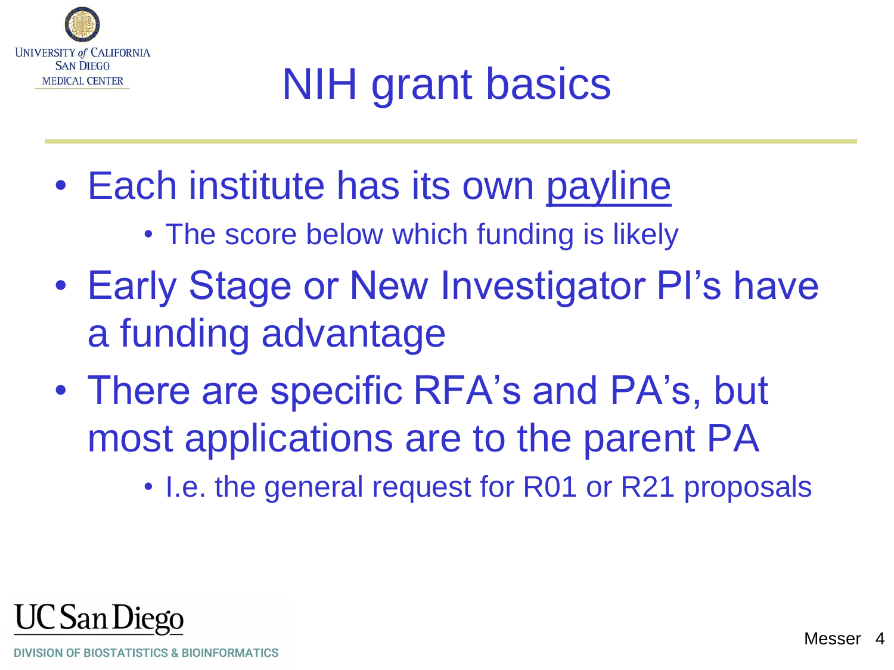# NIH grant basics

- Each institute has its own payline
  - The score below which funding is likely
- Early Stage or New Investigator PI's have a funding advantage
- There are specific RFA's and PA's, but most applications are to the parent PA
  - I.e. the general request for R01 or R21 proposals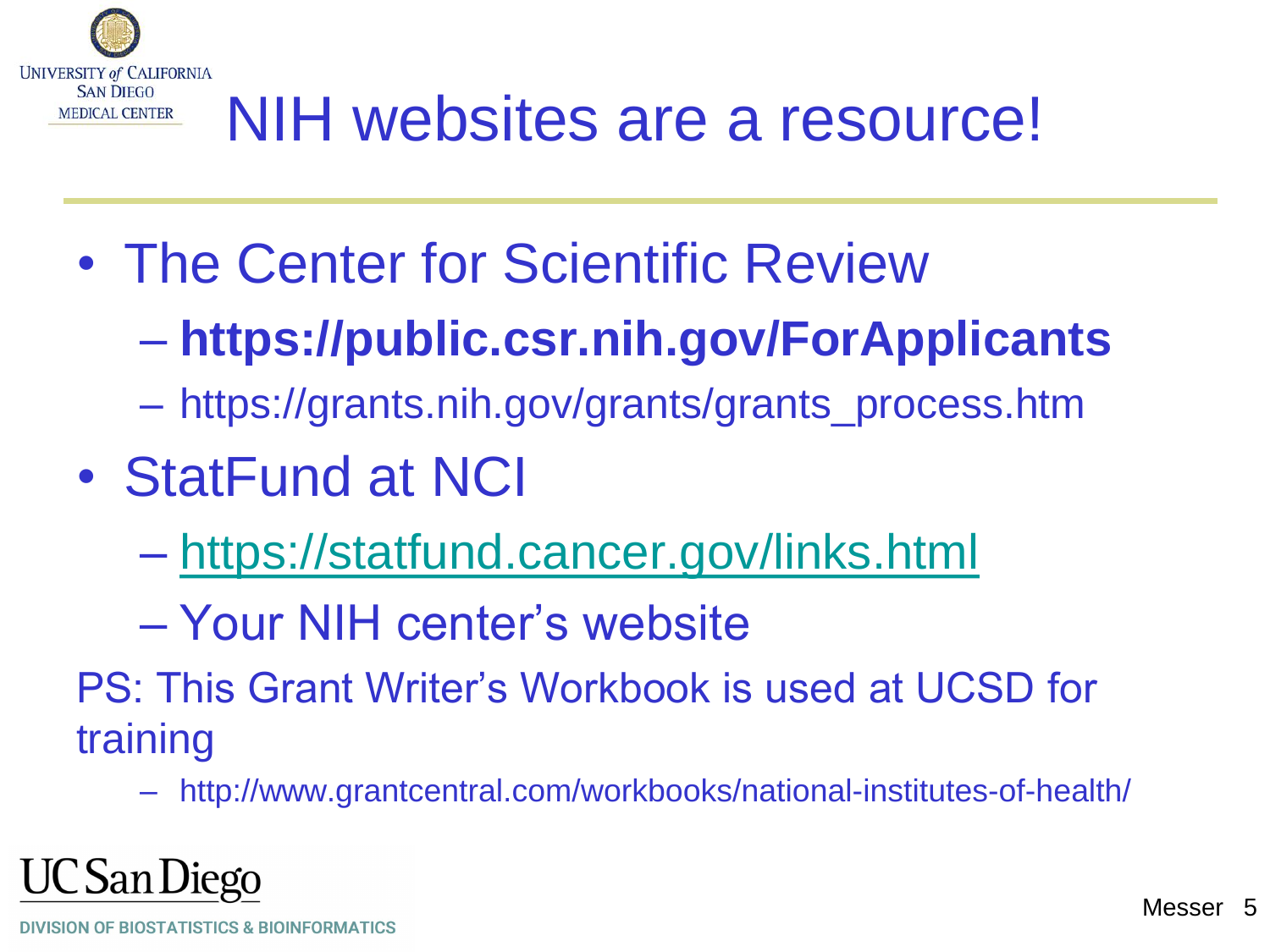# NIH websites are a resource!

- The Center for Scientific Review
  - **https://public.csr.nih.gov/ForApplicants**
  - https://grants.nih.gov/grants/grants_process.htm
- StatFund at NCI
  - https://statfund.cancer.gov/links.html
  - Your NIH center's website

PS: This Grant Writer's Workbook is used at UCSD for training

- http://www.grantcentral.com/workbooks/national-institutes-of-health/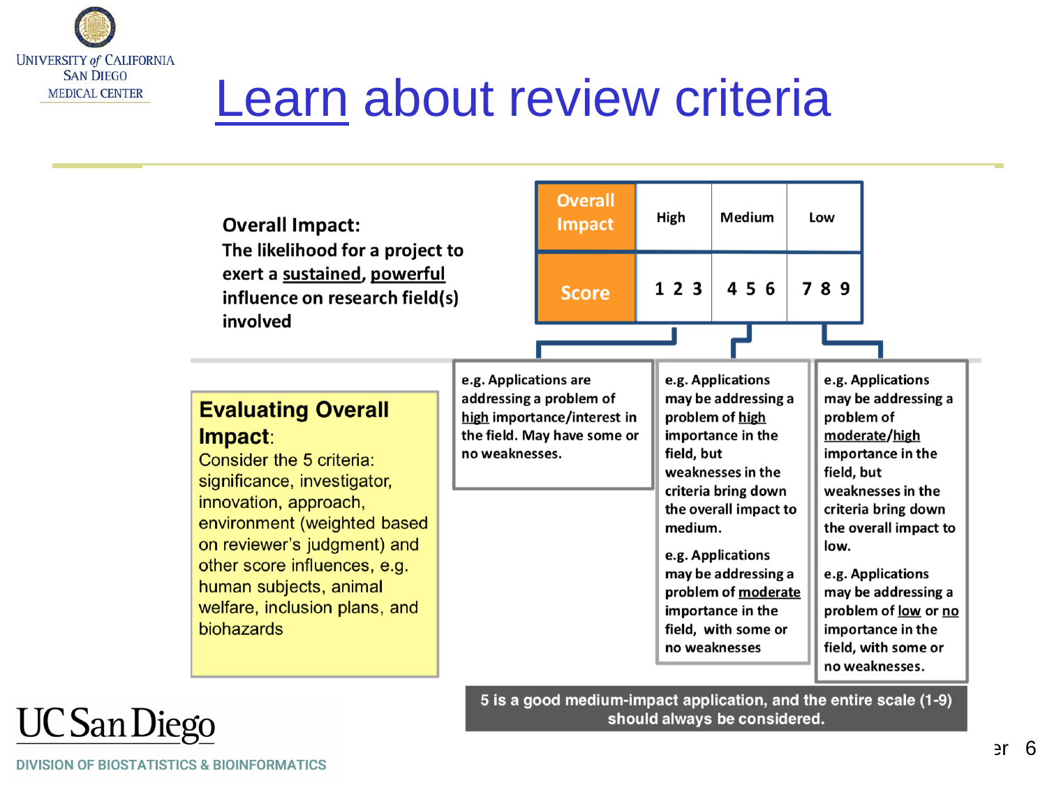# Learn about review criteria

**Overall Impact:**
**The likelihood for a project to exert a sustained, powerful influence on research field(s) involved**

| Overall Impact | High | Medium | Low |
|---|---|---|---|
| Score | 1 2 3 | 4 5 6 | 7 8 9 |

**High (1 2 3):** e.g. Applications are addressing a problem of high importance/interest in the field. May have some or no weaknesses.

**Medium (4 5 6):** e.g. Applications may be addressing a problem of high importance in the field, but weaknesses in the criteria bring down the overall impact to medium.

e.g. Applications may be addressing a problem of moderate importance in the field, with some or no weaknesses

**Low (7 8 9):** e.g. Applications may be addressing a problem of moderate/high importance in the field, but weaknesses in the criteria bring down the overall impact to low.

e.g. Applications may be addressing a problem of low or no importance in the field, with some or no weaknesses.

**Evaluating Overall Impact:**
Consider the 5 criteria: significance, investigator, innovation, approach, environment (weighted based on reviewer's judgment) and other score influences, e.g. human subjects, animal welfare, inclusion plans, and biohazards

**5 is a good medium-impact application, and the entire scale (1-9) should always be considered.**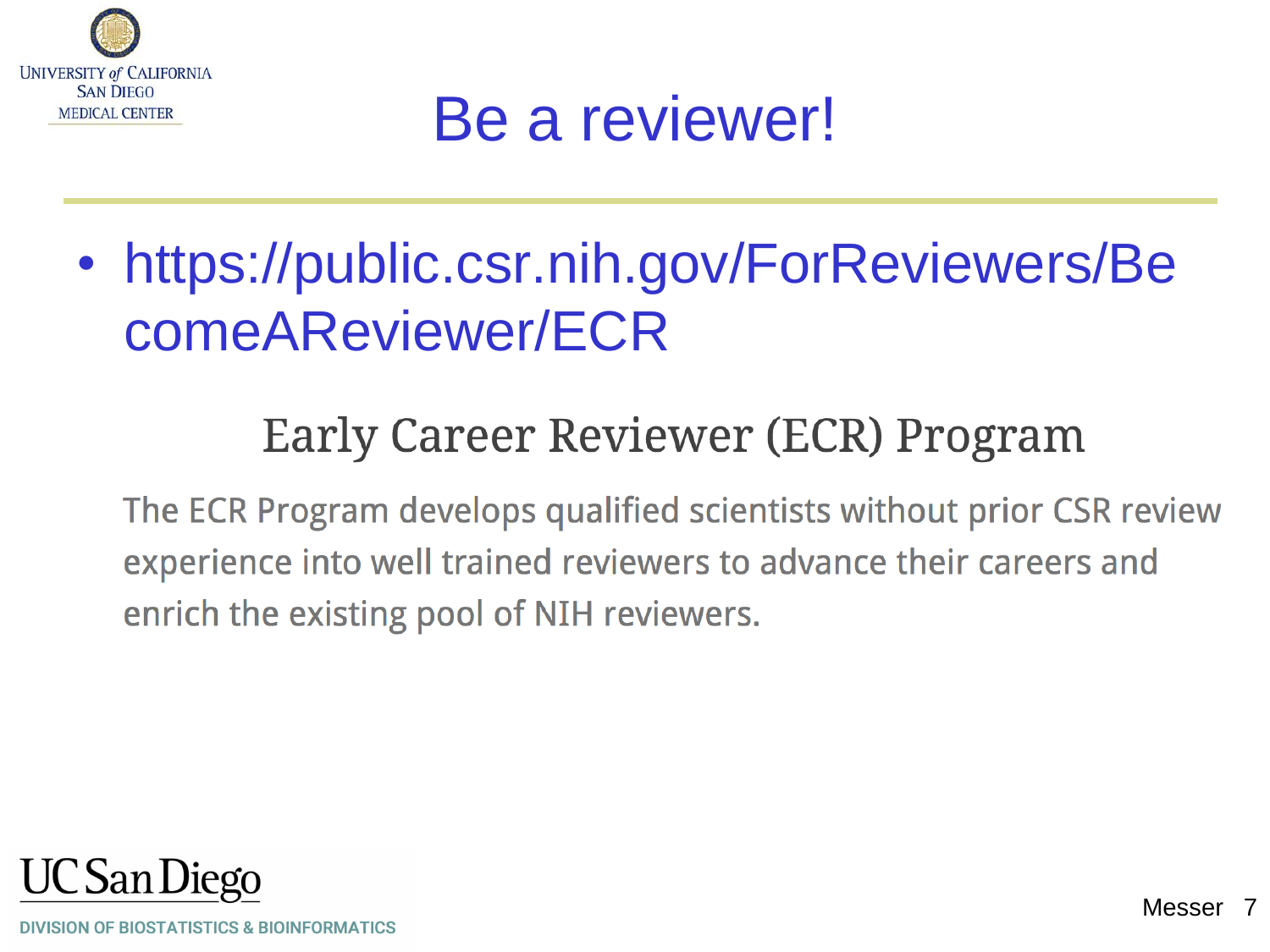# Be a reviewer!

- https://public.csr.nih.gov/ForReviewers/BecomeAReviewer/ECR

## Early Career Reviewer (ECR) Program

The ECR Program develops qualified scientists without prior CSR review experience into well trained reviewers to advance their careers and enrich the existing pool of NIH reviewers.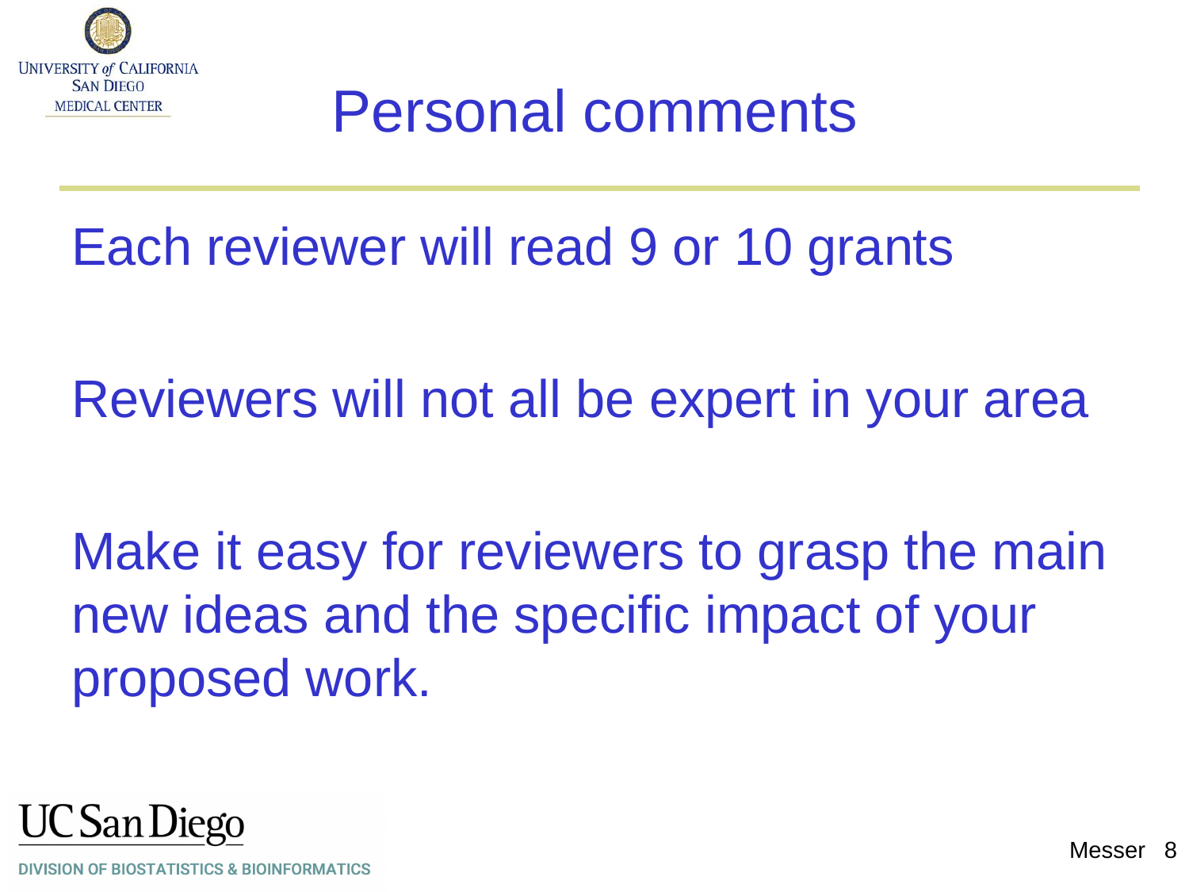# Personal comments

Each reviewer will read 9 or 10 grants

Reviewers will not all be expert in your area

Make it easy for reviewers to grasp the main new ideas and the specific impact of your proposed work.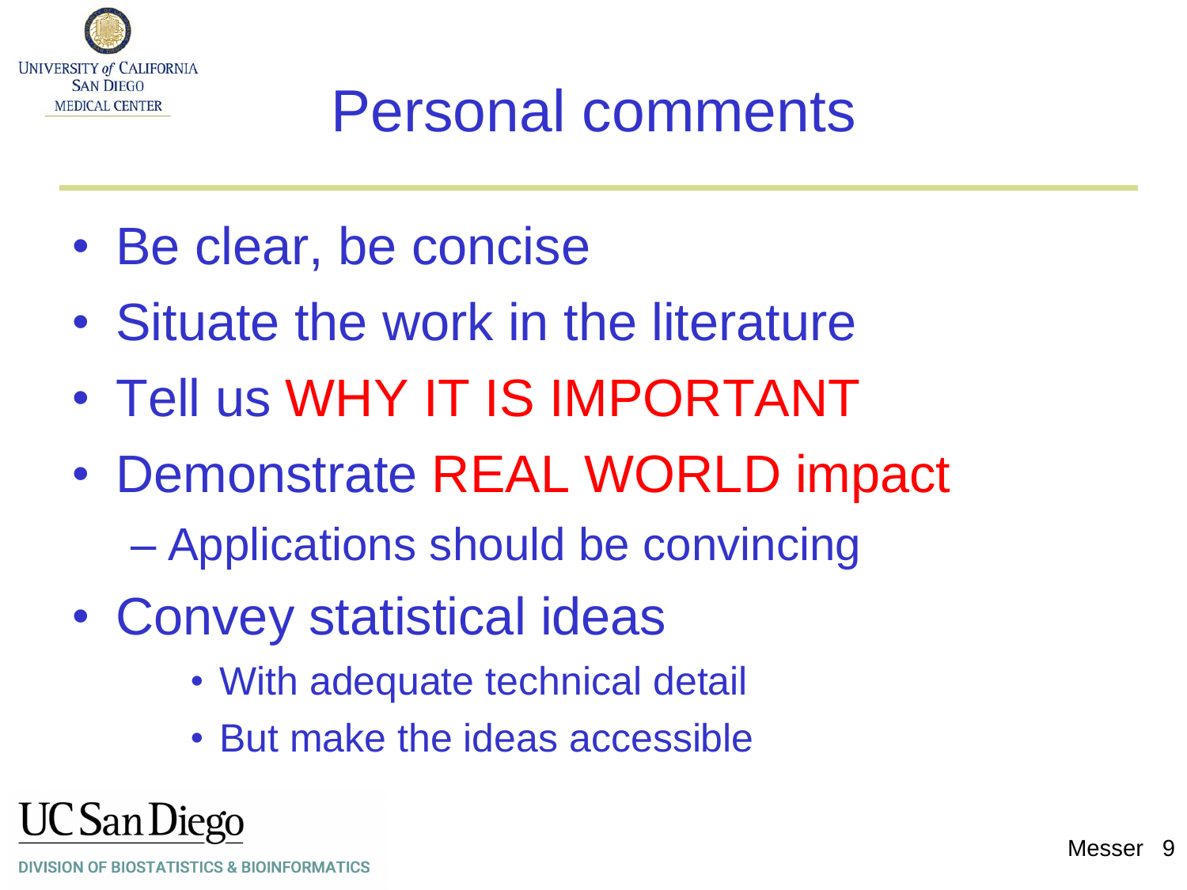# Personal comments

- Be clear, be concise
- Situate the work in the literature
- Tell us WHY IT IS IMPORTANT
- Demonstrate REAL WORLD impact
  - Applications should be convincing
- Convey statistical ideas
  - With adequate technical detail
  - But make the ideas accessible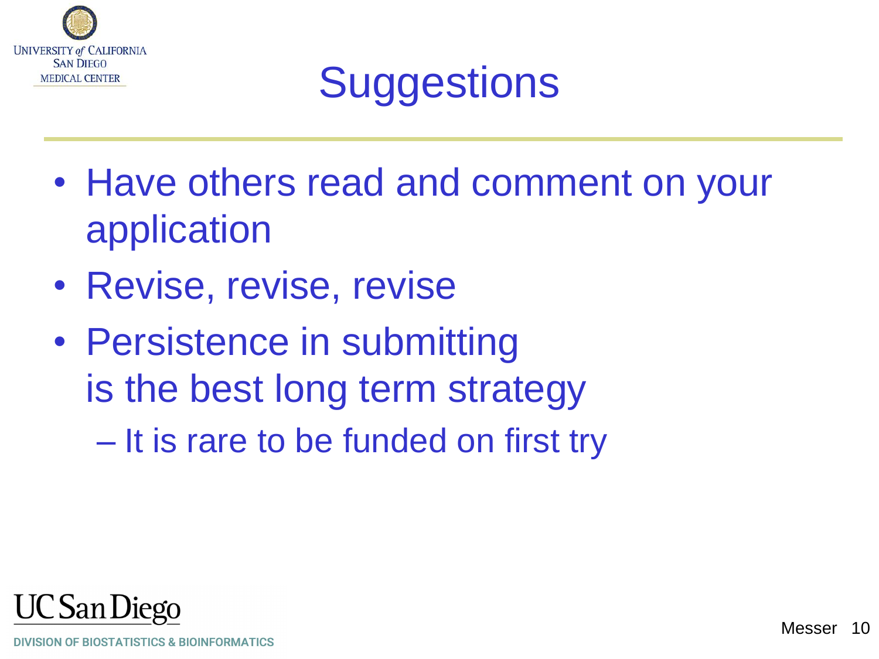# Suggestions

- Have others read and comment on your application
- Revise, revise, revise
- Persistence in submitting is the best long term strategy
  - It is rare to be funded on first try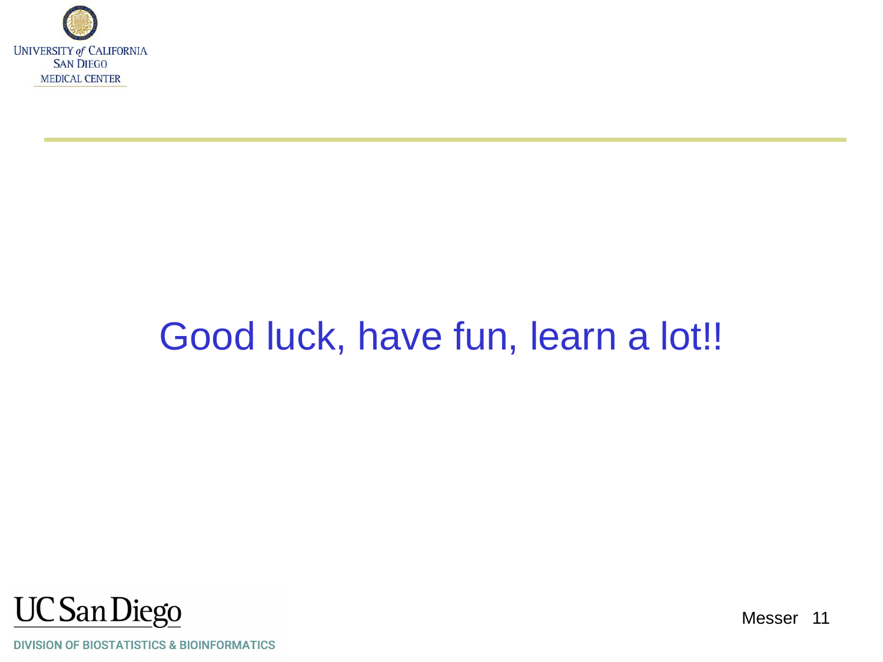Good luck, have fun, learn a lot!!